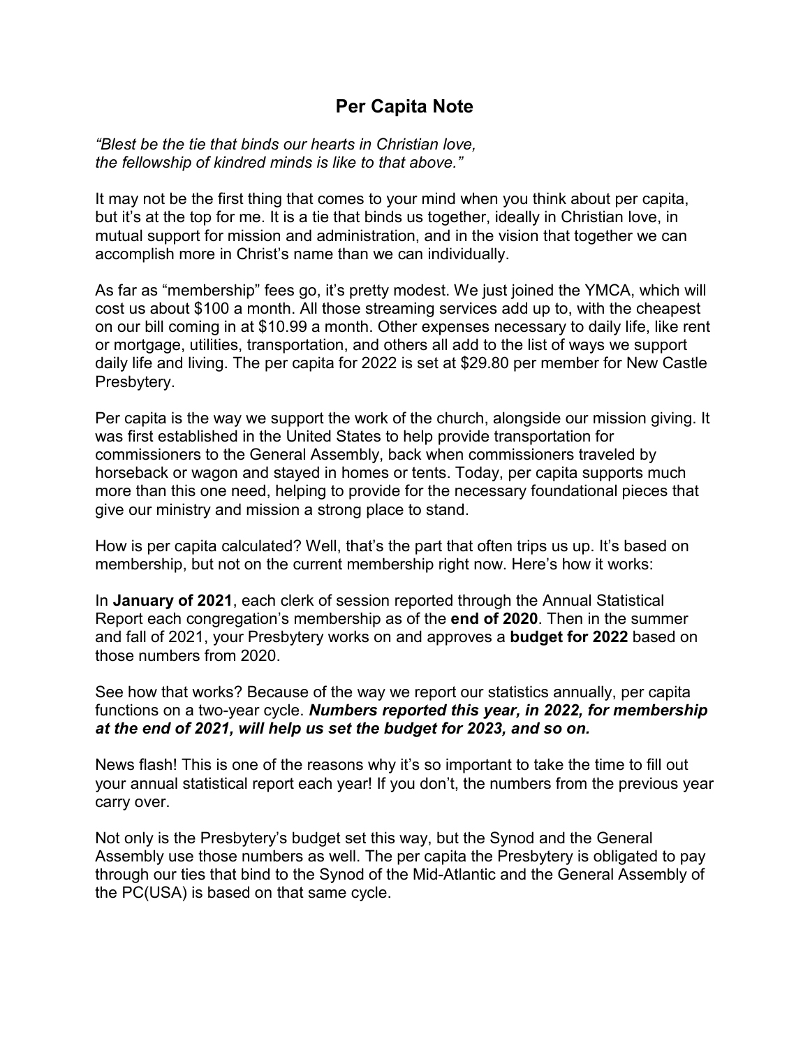# Per Capita Note

*"Blest be the tie that binds our hearts in Christian love,*
*the fellowship of kindred minds is like to that above."*

It may not be the first thing that comes to your mind when you think about per capita, but it's at the top for me. It is a tie that binds us together, ideally in Christian love, in mutual support for mission and administration, and in the vision that together we can accomplish more in Christ's name than we can individually.

As far as "membership" fees go, it's pretty modest. We just joined the YMCA, which will cost us about $100 a month. All those streaming services add up to, with the cheapest on our bill coming in at $10.99 a month. Other expenses necessary to daily life, like rent or mortgage, utilities, transportation, and others all add to the list of ways we support daily life and living. The per capita for 2022 is set at $29.80 per member for New Castle Presbytery.

Per capita is the way we support the work of the church, alongside our mission giving. It was first established in the United States to help provide transportation for commissioners to the General Assembly, back when commissioners traveled by horseback or wagon and stayed in homes or tents. Today, per capita supports much more than this one need, helping to provide for the necessary foundational pieces that give our ministry and mission a strong place to stand.

How is per capita calculated? Well, that's the part that often trips us up. It's based on membership, but not on the current membership right now. Here's how it works:

In **January of 2021**, each clerk of session reported through the Annual Statistical Report each congregation's membership as of the **end of 2020**. Then in the summer and fall of 2021, your Presbytery works on and approves a **budget for 2022** based on those numbers from 2020.

See how that works? Because of the way we report our statistics annually, per capita functions on a two-year cycle. ***Numbers reported this year, in 2022, for membership at the end of 2021, will help us set the budget for 2023, and so on.***

News flash! This is one of the reasons why it's so important to take the time to fill out your annual statistical report each year! If you don't, the numbers from the previous year carry over.

Not only is the Presbytery's budget set this way, but the Synod and the General Assembly use those numbers as well. The per capita the Presbytery is obligated to pay through our ties that bind to the Synod of the Mid-Atlantic and the General Assembly of the PC(USA) is based on that same cycle.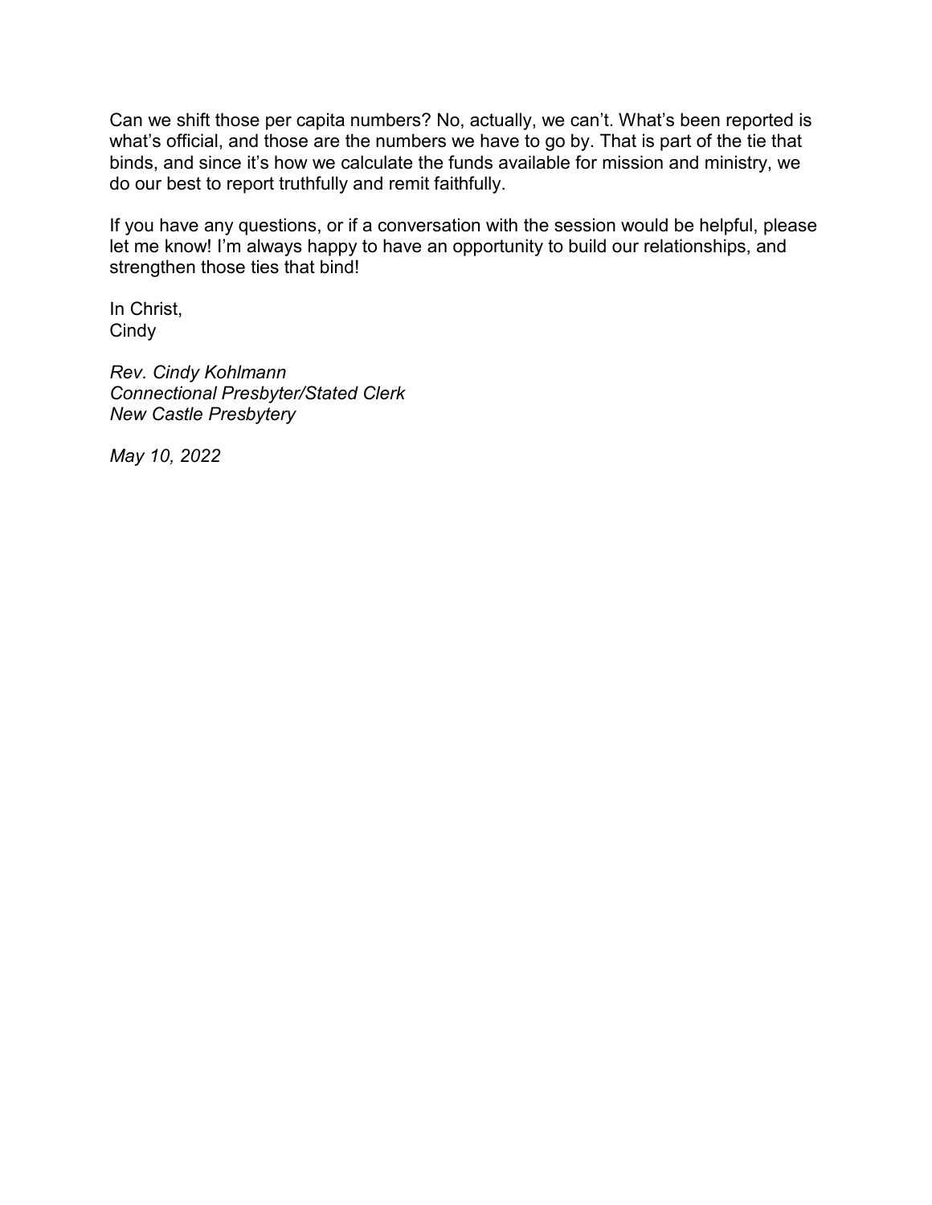Can we shift those per capita numbers? No, actually, we can't. What's been reported is what's official, and those are the numbers we have to go by. That is part of the tie that binds, and since it's how we calculate the funds available for mission and ministry, we do our best to report truthfully and remit faithfully.

If you have any questions, or if a conversation with the session would be helpful, please let me know! I'm always happy to have an opportunity to build our relationships, and strengthen those ties that bind!

In Christ,
Cindy

*Rev. Cindy Kohlmann*
*Connectional Presbyter/Stated Clerk*
*New Castle Presbytery*

*May 10, 2022*